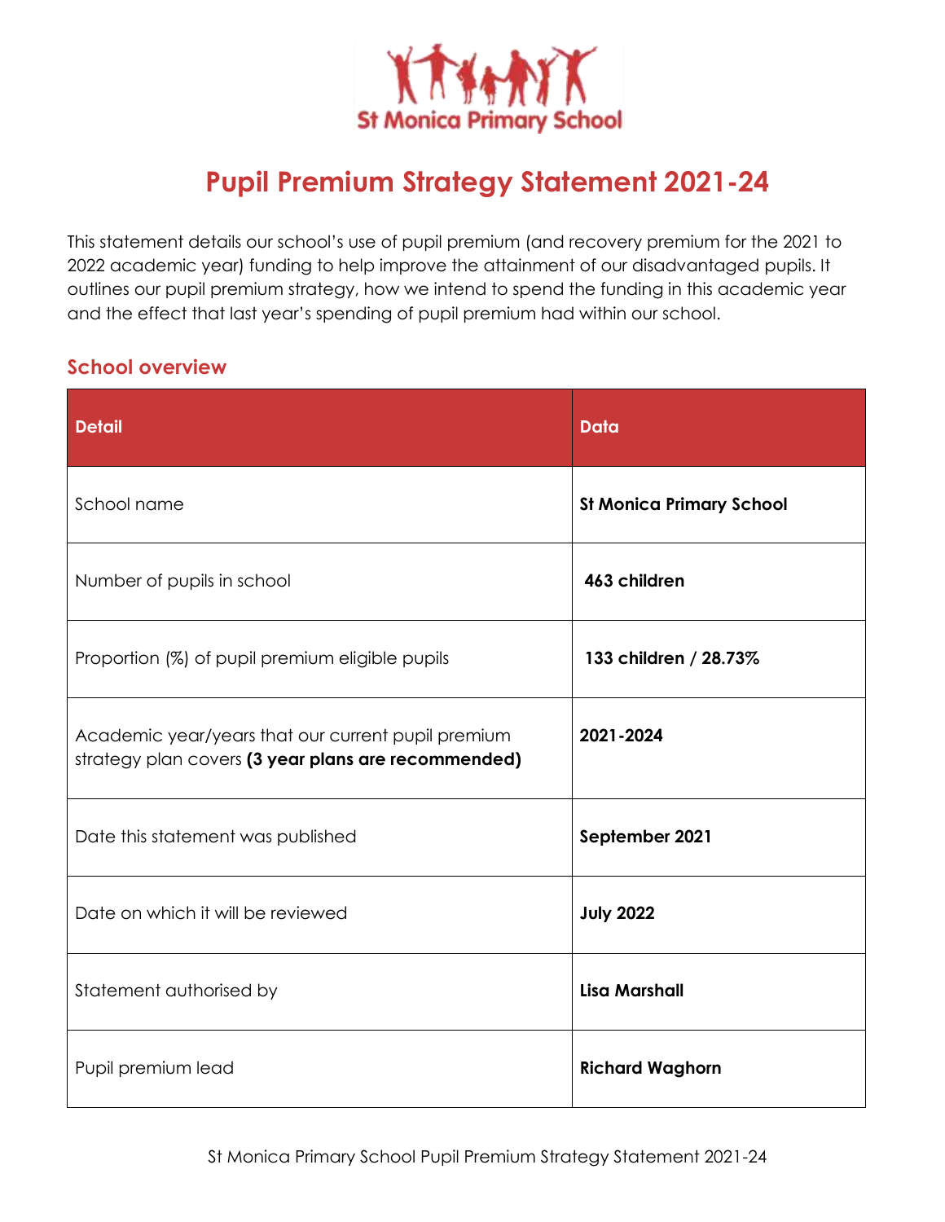# Pupil Premium Strategy Statement 2021-24

This statement details our school's use of pupil premium (and recovery premium for the 2021 to 2022 academic year) funding to help improve the attainment of our disadvantaged pupils. It outlines our pupil premium strategy, how we intend to spend the funding in this academic year and the effect that last year's spending of pupil premium had within our school.

## School overview

| Detail | Data |
|---|---|
| School name | **St Monica Primary School** |
| Number of pupils in school | **463 children** |
| Proportion (%) of pupil premium eligible pupils | **133 children / 28.73%** |
| Academic year/years that our current pupil premium strategy plan covers **(3 year plans are recommended)** | **2021-2024** |
| Date this statement was published | **September 2021** |
| Date on which it will be reviewed | **July 2022** |
| Statement authorised by | **Lisa Marshall** |
| Pupil premium lead | **Richard Waghorn** |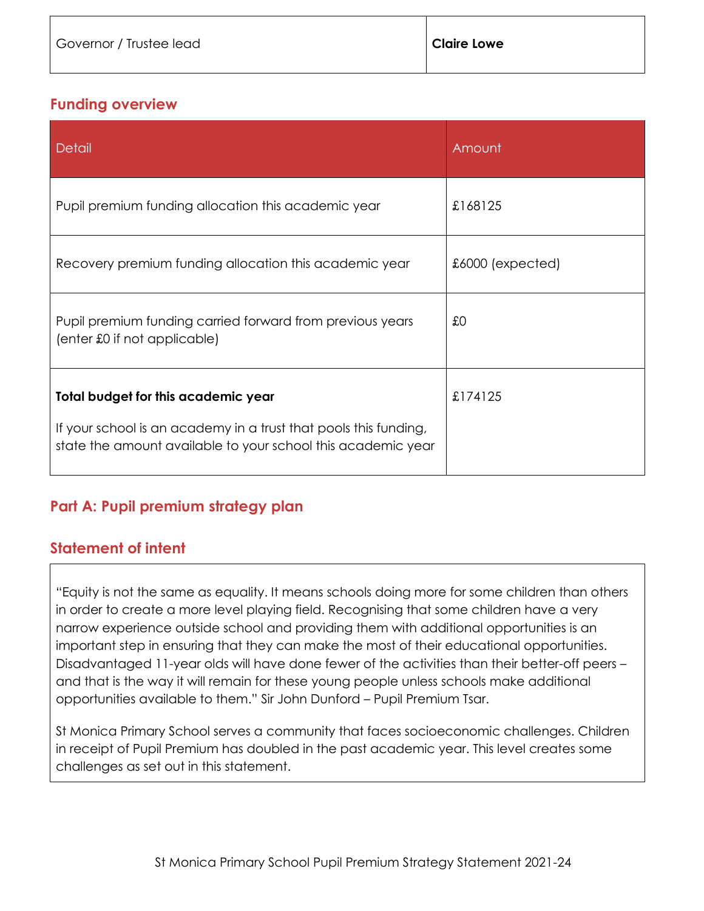| Governor / Trustee lead | **Claire Lowe** |
|---|---|

## Funding overview

| Detail | Amount |
|---|---|
| Pupil premium funding allocation this academic year | £168125 |
| Recovery premium funding allocation this academic year | £6000 (expected) |
| Pupil premium funding carried forward from previous years (enter £0 if not applicable) | £0 |
| **Total budget for this academic year**<br><br>If your school is an academy in a trust that pools this funding, state the amount available to your school this academic year | £174125 |

## Part A: Pupil premium strategy plan

## Statement of intent

"Equity is not the same as equality. It means schools doing more for some children than others in order to create a more level playing field. Recognising that some children have a very narrow experience outside school and providing them with additional opportunities is an important step in ensuring that they can make the most of their educational opportunities. Disadvantaged 11-year olds will have done fewer of the activities than their better-off peers – and that is the way it will remain for these young people unless schools make additional opportunities available to them." Sir John Dunford – Pupil Premium Tsar.

St Monica Primary School serves a community that faces socioeconomic challenges. Children in receipt of Pupil Premium has doubled in the past academic year. This level creates some challenges as set out in this statement.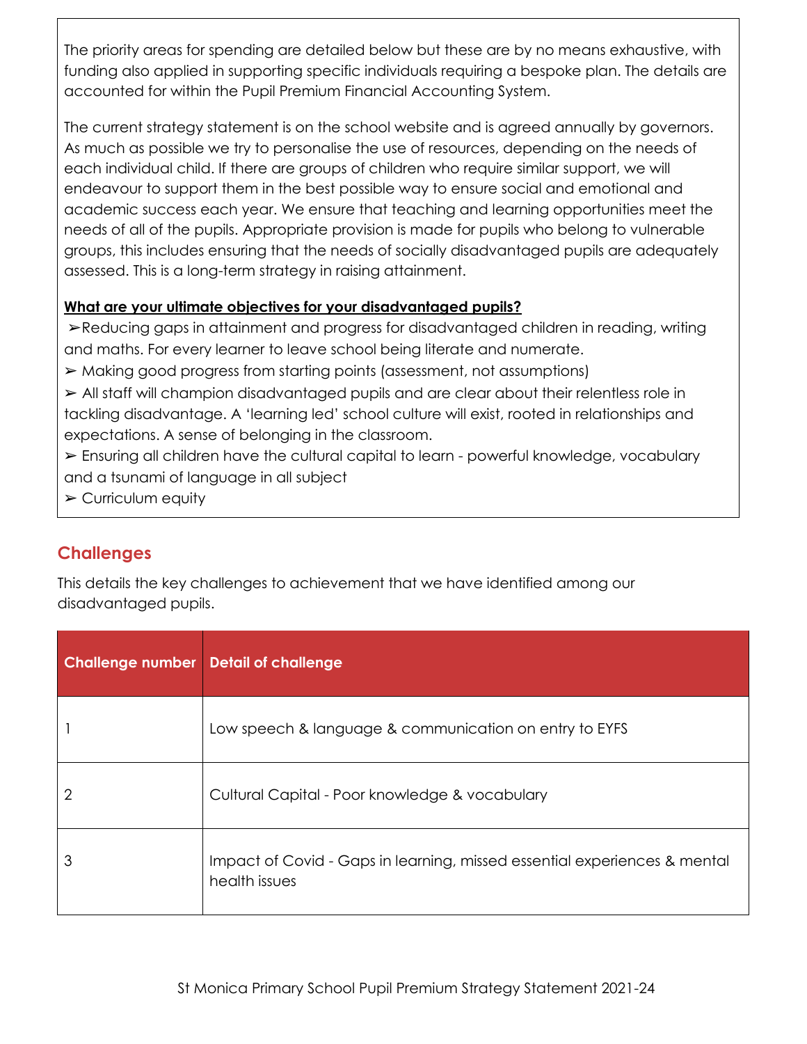The priority areas for spending are detailed below but these are by no means exhaustive, with funding also applied in supporting specific individuals requiring a bespoke plan. The details are accounted for within the Pupil Premium Financial Accounting System.

The current strategy statement is on the school website and is agreed annually by governors. As much as possible we try to personalise the use of resources, depending on the needs of each individual child. If there are groups of children who require similar support, we will endeavour to support them in the best possible way to ensure social and emotional and academic success each year. We ensure that teaching and learning opportunities meet the needs of all of the pupils. Appropriate provision is made for pupils who belong to vulnerable groups, this includes ensuring that the needs of socially disadvantaged pupils are adequately assessed. This is a long-term strategy in raising attainment.

**What are your ultimate objectives for your disadvantaged pupils?**

➢Reducing gaps in attainment and progress for disadvantaged children in reading, writing and maths. For every learner to leave school being literate and numerate.

➢ Making good progress from starting points (assessment, not assumptions)

➢ All staff will champion disadvantaged pupils and are clear about their relentless role in tackling disadvantage. A 'learning led' school culture will exist, rooted in relationships and expectations. A sense of belonging in the classroom.

➢ Ensuring all children have the cultural capital to learn - powerful knowledge, vocabulary and a tsunami of language in all subject

➢ Curriculum equity

## Challenges

This details the key challenges to achievement that we have identified among our disadvantaged pupils.

| Challenge number | Detail of challenge |
|---|---|
| 1 | Low speech & language & communication on entry to EYFS |
| 2 | Cultural Capital - Poor knowledge & vocabulary |
| 3 | Impact of Covid - Gaps in learning, missed essential experiences & mental health issues |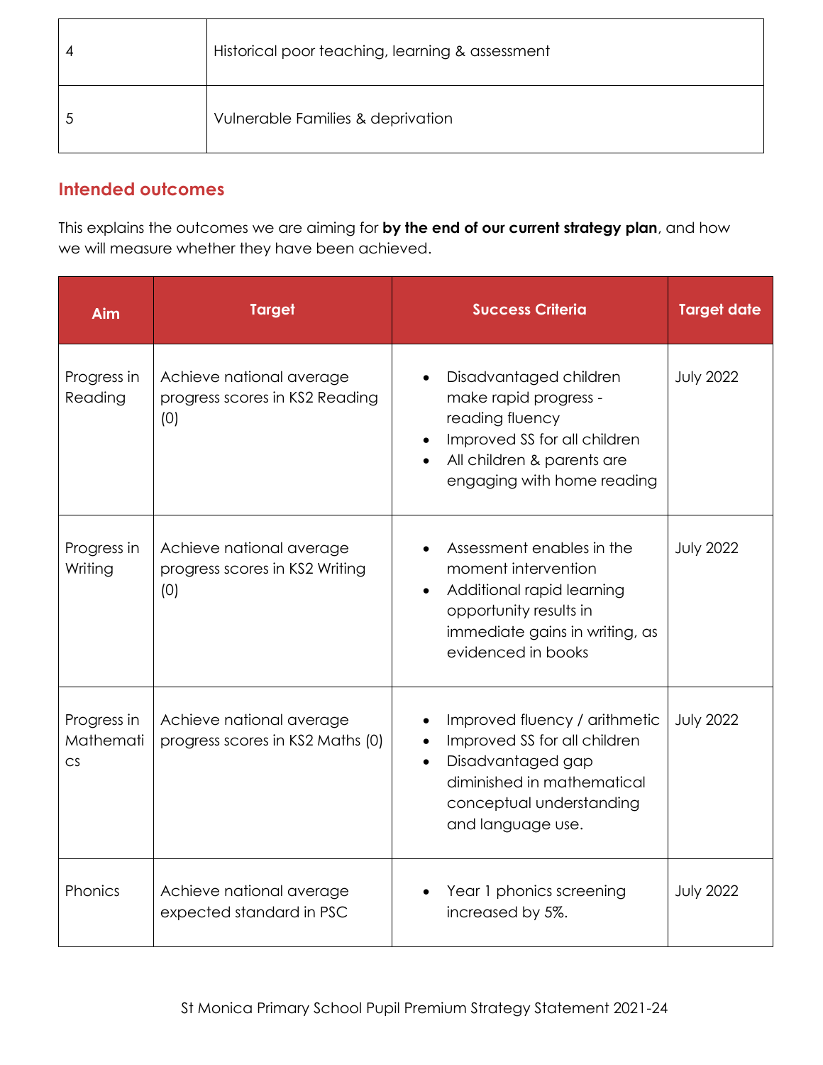| 4 | Historical poor teaching, learning & assessment |
|---|---|
| 5 | Vulnerable Families & deprivation |

## Intended outcomes

This explains the outcomes we are aiming for **by the end of our current strategy plan**, and how we will measure whether they have been achieved.

| Aim | Target | Success Criteria | Target date |
|---|---|---|---|
| Progress in Reading | Achieve national average progress scores in KS2 Reading (0) | • Disadvantaged children make rapid progress - reading fluency<br>• Improved SS for all children<br>• All children & parents are engaging with home reading | July 2022 |
| Progress in Writing | Achieve national average progress scores in KS2 Writing (0) | • Assessment enables in the moment intervention<br>• Additional rapid learning opportunity results in immediate gains in writing, as evidenced in books | July 2022 |
| Progress in Mathematics | Achieve national average progress scores in KS2 Maths (0) | • Improved fluency / arithmetic<br>• Improved SS for all children<br>• Disadvantaged gap diminished in mathematical conceptual understanding and language use. | July 2022 |
| Phonics | Achieve national average expected standard in PSC | • Year 1 phonics screening increased by 5%. | July 2022 |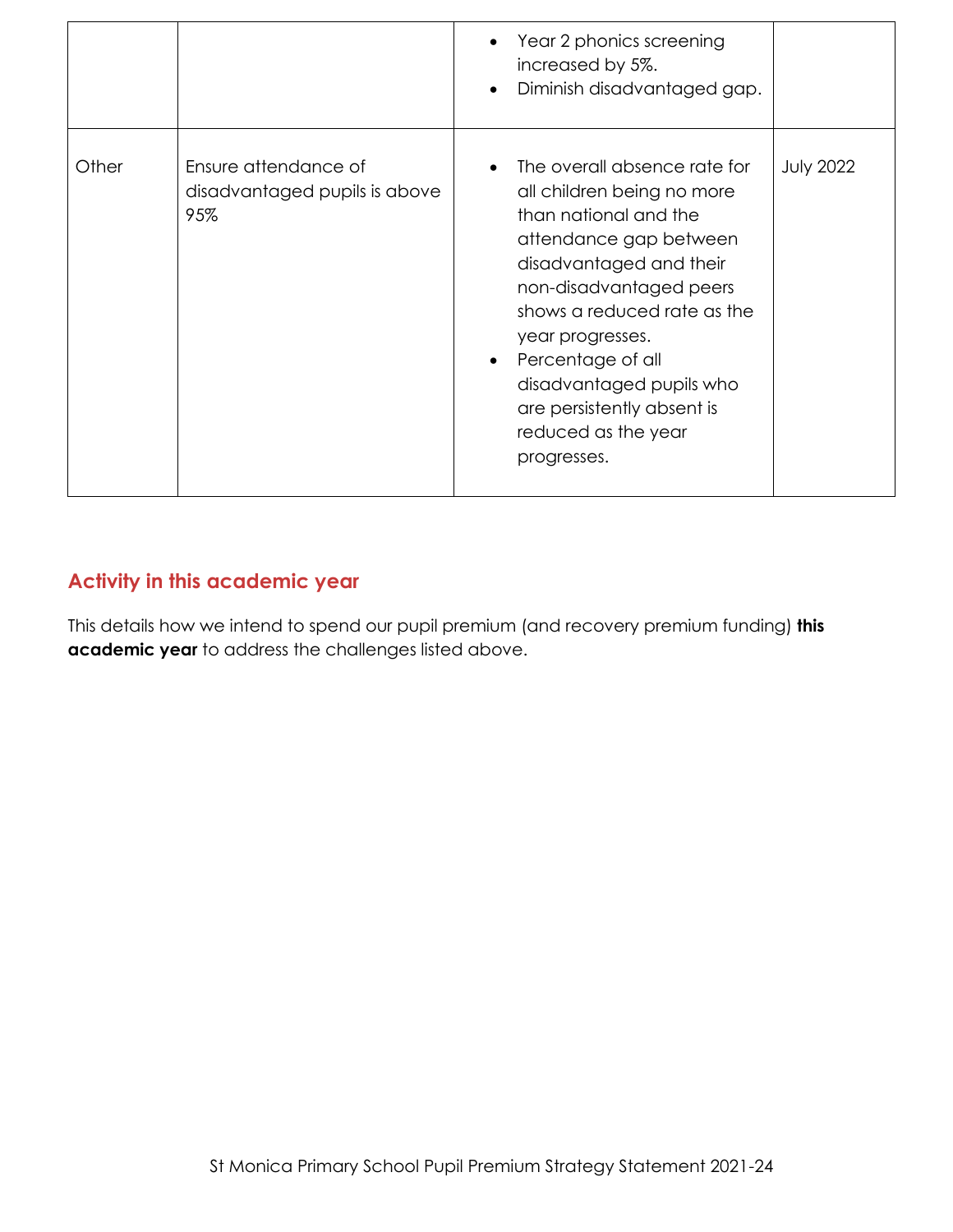| | | | |
|---|---|---|---|
| | | • Year 2 phonics screening increased by 5%.<br>• Diminish disadvantaged gap. | |
| Other | Ensure attendance of disadvantaged pupils is above 95% | • The overall absence rate for all children being no more than national and the attendance gap between disadvantaged and their non-disadvantaged peers shows a reduced rate as the year progresses.<br>• Percentage of all disadvantaged pupils who are persistently absent is reduced as the year progresses. | July 2022 |

## Activity in this academic year

This details how we intend to spend our pupil premium (and recovery premium funding) **this academic year** to address the challenges listed above.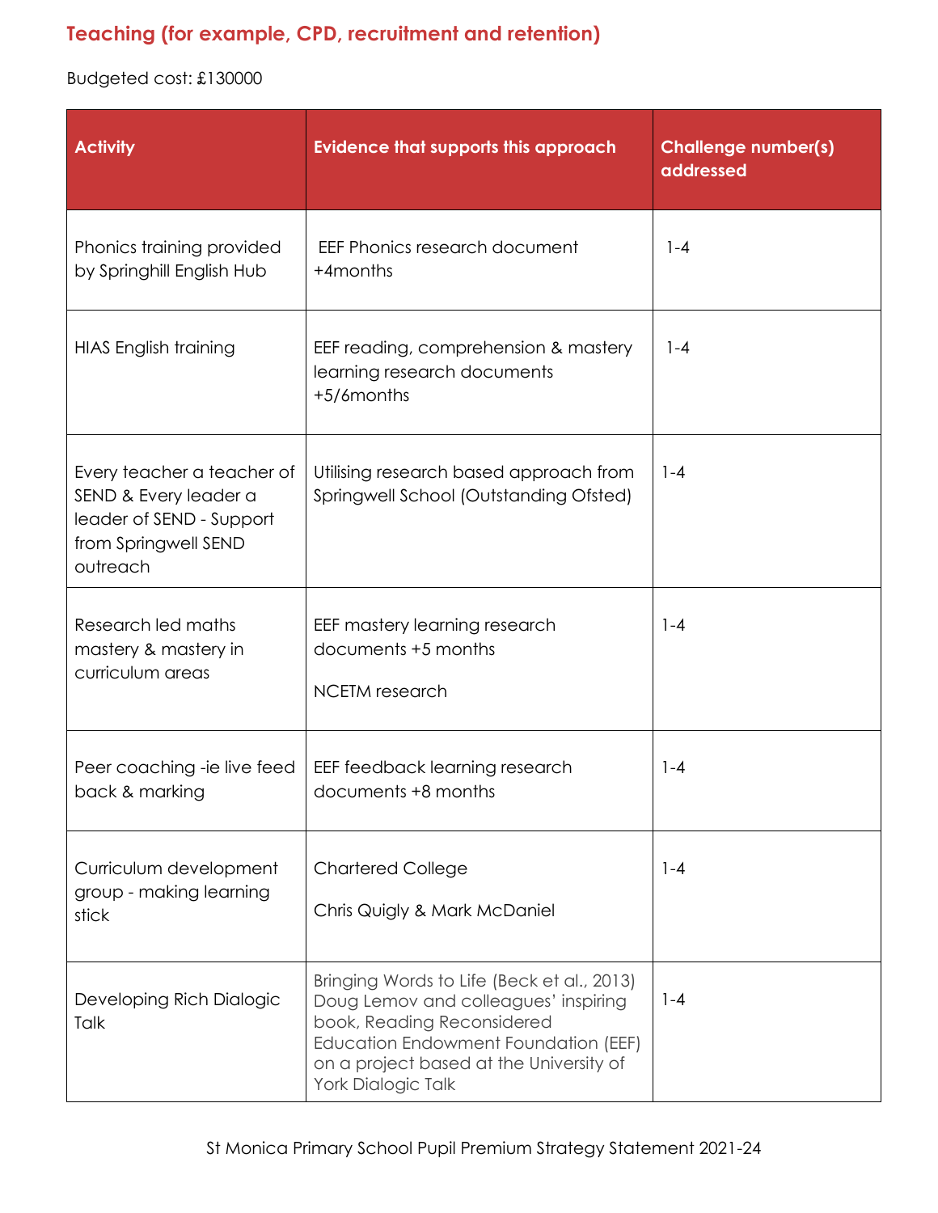## Teaching (for example, CPD, recruitment and retention)

Budgeted cost: £130000

| Activity | Evidence that supports this approach | Challenge number(s) addressed |
|---|---|---|
| Phonics training provided by Springhill English Hub | EEF Phonics research document +4months | 1-4 |
| HIAS English training | EEF reading, comprehension & mastery learning research documents +5/6months | 1-4 |
| Every teacher a teacher of SEND & Every leader a leader of SEND - Support from Springwell SEND outreach | Utilising research based approach from Springwell School (Outstanding Ofsted) | 1-4 |
| Research led maths mastery & mastery in curriculum areas | EEF mastery learning research documents +5 months<br><br>NCETM research | 1-4 |
| Peer coaching -ie live feed back & marking | EEF feedback learning research documents +8 months | 1-4 |
| Curriculum development group - making learning stick | Chartered College<br><br>Chris Quigly & Mark McDaniel | 1-4 |
| Developing Rich Dialogic Talk | Bringing Words to Life (Beck et al., 2013) Doug Lemov and colleagues' inspiring book, Reading Reconsidered Education Endowment Foundation (EEF) on a project based at the University of York Dialogic Talk | 1-4 |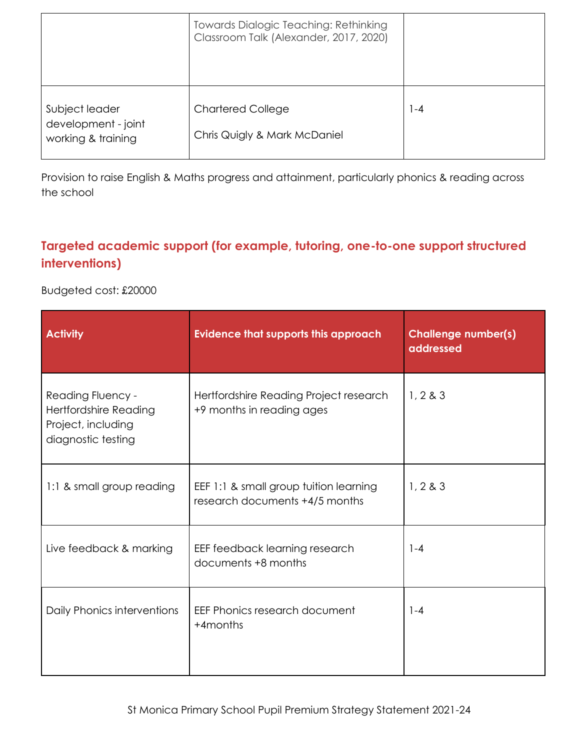| | | |
|---|---|---|
| | Towards Dialogic Teaching: Rethinking Classroom Talk (Alexander, 2017, 2020) | |
| Subject leader development - joint working & training | Chartered College<br><br>Chris Quigly & Mark McDaniel | 1-4 |

Provision to raise English & Maths progress and attainment, particularly phonics & reading across the school

## Targeted academic support (for example, tutoring, one-to-one support structured interventions)

Budgeted cost: £20000

| Activity | Evidence that supports this approach | Challenge number(s) addressed |
|---|---|---|
| Reading Fluency - Hertfordshire Reading Project, including diagnostic testing | Hertfordshire Reading Project research +9 months in reading ages | 1, 2 & 3 |
| 1:1 & small group reading | EEF 1:1 & small group tuition learning research documents +4/5 months | 1, 2 & 3 |
| Live feedback & marking | EEF feedback learning research documents +8 months | 1-4 |
| Daily Phonics interventions | EEF Phonics research document +4months | 1-4 |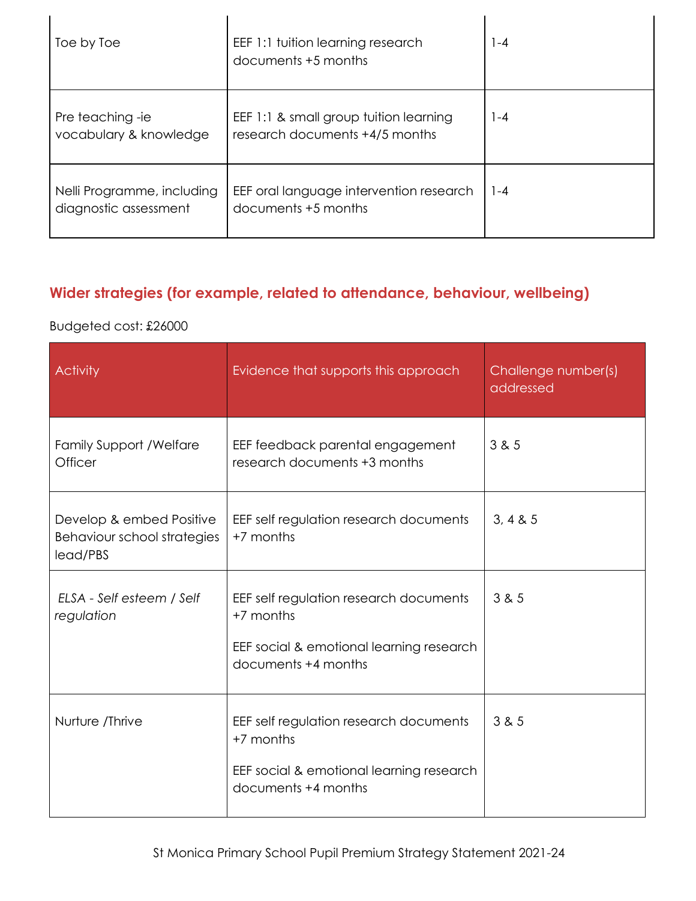| | | |
|---|---|---|
| Toe by Toe | EEF 1:1 tuition learning research documents +5 months | 1-4 |
| Pre teaching -ie vocabulary & knowledge | EEF 1:1 & small group tuition learning research documents +4/5 months | 1-4 |
| Nelli Programme, including diagnostic assessment | EEF oral language intervention research documents +5 months | 1-4 |

## Wider strategies (for example, related to attendance, behaviour, wellbeing)

Budgeted cost: £26000

| Activity | Evidence that supports this approach | Challenge number(s) addressed |
|---|---|---|
| Family Support /Welfare Officer | EEF feedback parental engagement research documents +3 months | 3 & 5 |
| Develop & embed Positive Behaviour school strategies lead/PBS | EEF self regulation research documents +7 months | 3, 4 & 5 |
| *ELSA - Self esteem / Self regulation* | EEF self regulation research documents +7 months<br><br>EEF social & emotional learning research documents +4 months | 3 & 5 |
| Nurture /Thrive | EEF self regulation research documents +7 months<br><br>EEF social & emotional learning research documents +4 months | 3 & 5 |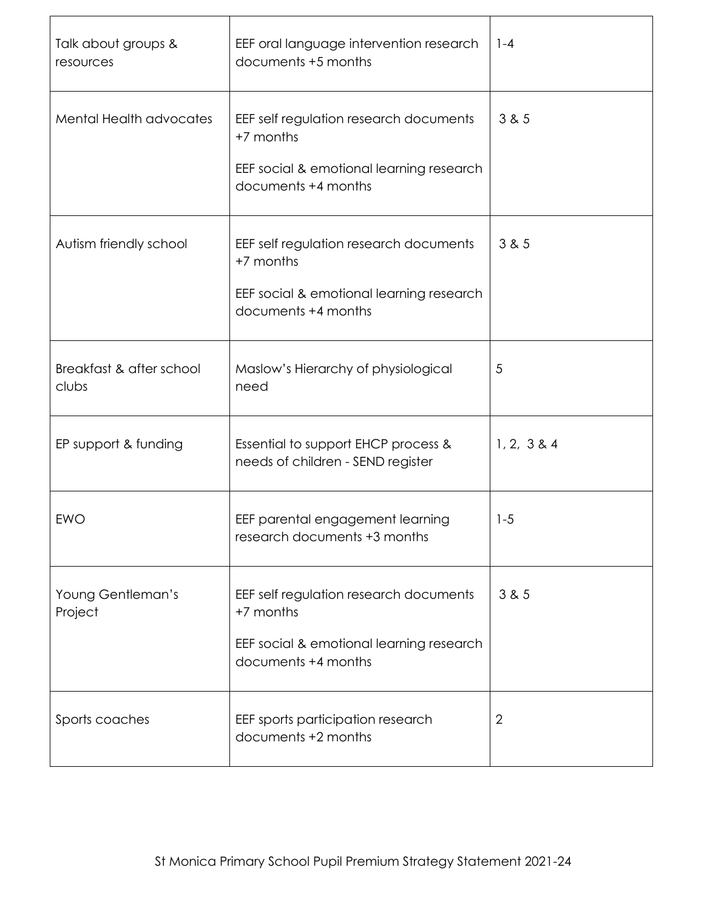| Talk about groups & resources | EEF oral language intervention research documents +5 months | 1-4 |
| --- | --- | --- |
| Mental Health advocates | EEF self regulation research documents +7 months<br><br>EEF social & emotional learning research documents +4 months | 3 & 5 |
| Autism friendly school | EEF self regulation research documents +7 months<br><br>EEF social & emotional learning research documents +4 months | 3 & 5 |
| Breakfast & after school clubs | Maslow's Hierarchy of physiological need | 5 |
| EP support & funding | Essential to support EHCP process & needs of children - SEND register | 1, 2, 3 & 4 |
| EWO | EEF parental engagement learning research documents +3 months | 1-5 |
| Young Gentleman's Project | EEF self regulation research documents +7 months<br><br>EEF social & emotional learning research documents +4 months | 3 & 5 |
| Sports coaches | EEF sports participation research documents +2 months | 2 |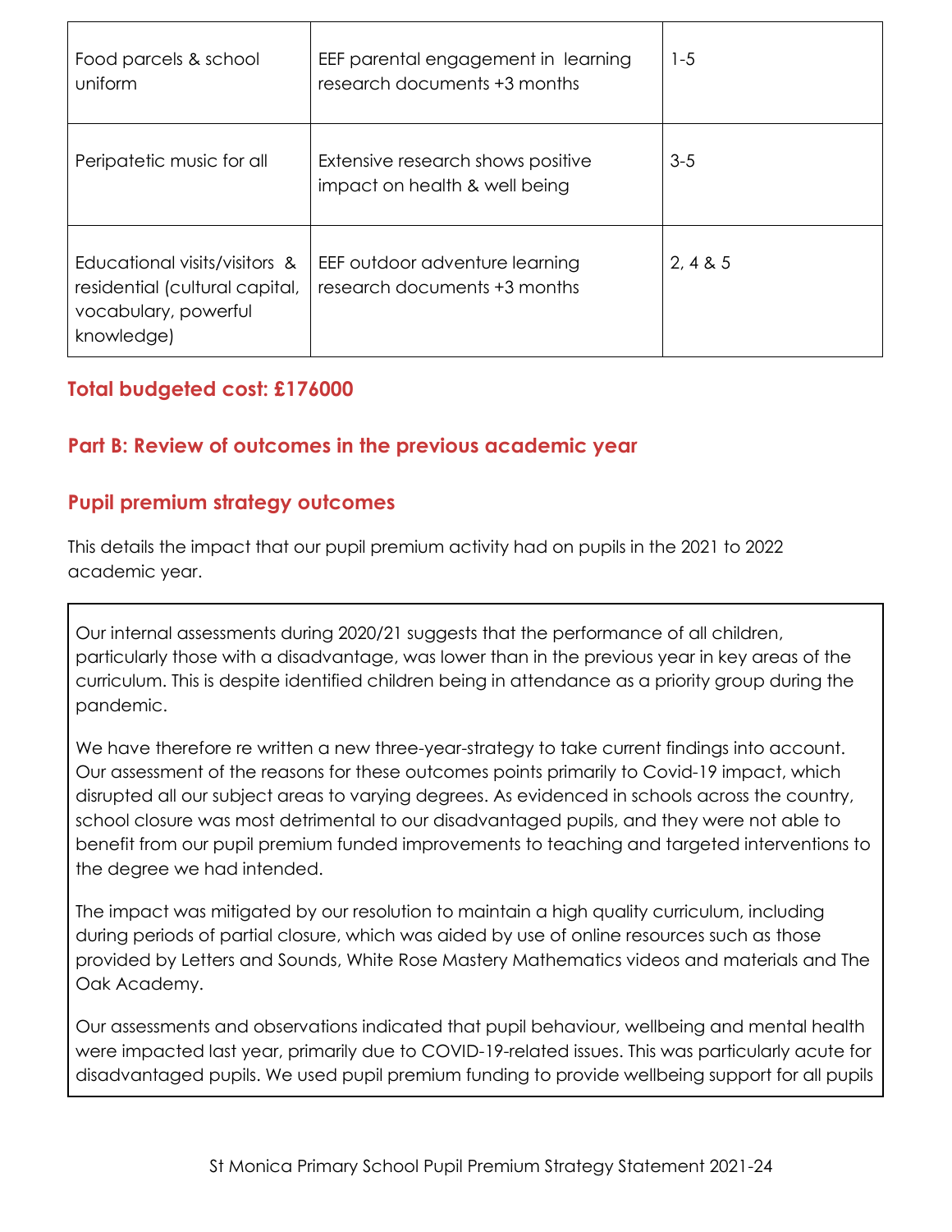| | | |
|---|---|---|
| Food parcels & school uniform | EEF parental engagement in learning research documents +3 months | 1-5 |
| Peripatetic music for all | Extensive research shows positive impact on health & well being | 3-5 |
| Educational visits/visitors & residential (cultural capital, vocabulary, powerful knowledge) | EEF outdoor adventure learning research documents +3 months | 2, 4 & 5 |

## Total budgeted cost: £176000

# Part B: Review of outcomes in the previous academic year

## Pupil premium strategy outcomes

This details the impact that our pupil premium activity had on pupils in the 2021 to 2022 academic year.

Our internal assessments during 2020/21 suggests that the performance of all children, particularly those with a disadvantage, was lower than in the previous year in key areas of the curriculum. This is despite identified children being in attendance as a priority group during the pandemic.

We have therefore re written a new three-year-strategy to take current findings into account. Our assessment of the reasons for these outcomes points primarily to Covid-19 impact, which disrupted all our subject areas to varying degrees. As evidenced in schools across the country, school closure was most detrimental to our disadvantaged pupils, and they were not able to benefit from our pupil premium funded improvements to teaching and targeted interventions to the degree we had intended.

The impact was mitigated by our resolution to maintain a high quality curriculum, including during periods of partial closure, which was aided by use of online resources such as those provided by Letters and Sounds, White Rose Mastery Mathematics videos and materials and The Oak Academy.

Our assessments and observations indicated that pupil behaviour, wellbeing and mental health were impacted last year, primarily due to COVID-19-related issues. This was particularly acute for disadvantaged pupils. We used pupil premium funding to provide wellbeing support for all pupils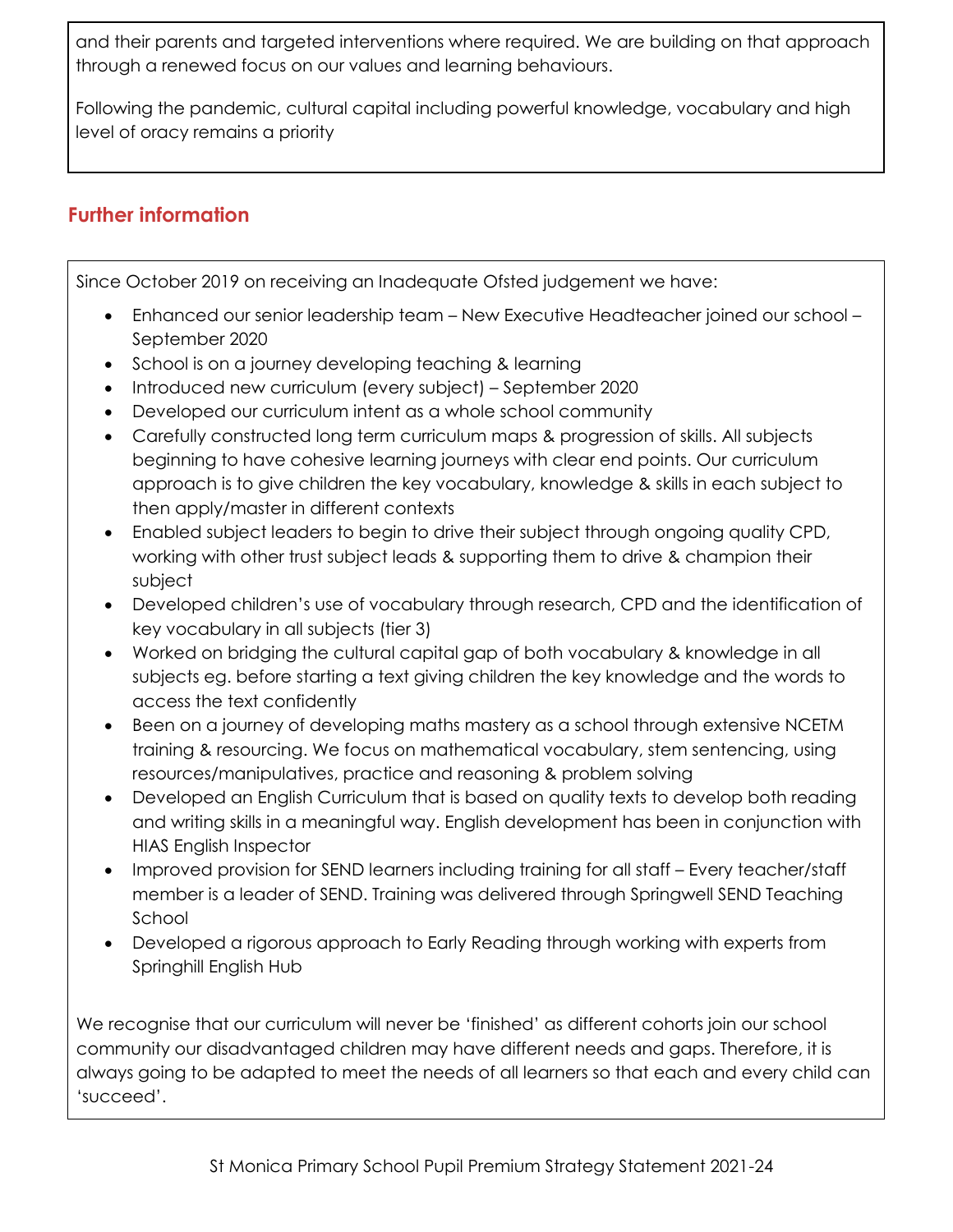and their parents and targeted interventions where required. We are building on that approach through a renewed focus on our values and learning behaviours.

Following the pandemic, cultural capital including powerful knowledge, vocabulary and high level of oracy remains a priority

## Further information

Since October 2019 on receiving an Inadequate Ofsted judgement we have:

- Enhanced our senior leadership team – New Executive Headteacher joined our school – September 2020
- School is on a journey developing teaching & learning
- Introduced new curriculum (every subject) – September 2020
- Developed our curriculum intent as a whole school community
- Carefully constructed long term curriculum maps & progression of skills. All subjects beginning to have cohesive learning journeys with clear end points. Our curriculum approach is to give children the key vocabulary, knowledge & skills in each subject to then apply/master in different contexts
- Enabled subject leaders to begin to drive their subject through ongoing quality CPD, working with other trust subject leads & supporting them to drive & champion their subject
- Developed children's use of vocabulary through research, CPD and the identification of key vocabulary in all subjects (tier 3)
- Worked on bridging the cultural capital gap of both vocabulary & knowledge in all subjects eg. before starting a text giving children the key knowledge and the words to access the text confidently
- Been on a journey of developing maths mastery as a school through extensive NCETM training & resourcing. We focus on mathematical vocabulary, stem sentencing, using resources/manipulatives, practice and reasoning & problem solving
- Developed an English Curriculum that is based on quality texts to develop both reading and writing skills in a meaningful way. English development has been in conjunction with HIAS English Inspector
- Improved provision for SEND learners including training for all staff – Every teacher/staff member is a leader of SEND. Training was delivered through Springwell SEND Teaching School
- Developed a rigorous approach to Early Reading through working with experts from Springhill English Hub

We recognise that our curriculum will never be 'finished' as different cohorts join our school community our disadvantaged children may have different needs and gaps. Therefore, it is always going to be adapted to meet the needs of all learners so that each and every child can 'succeed'.